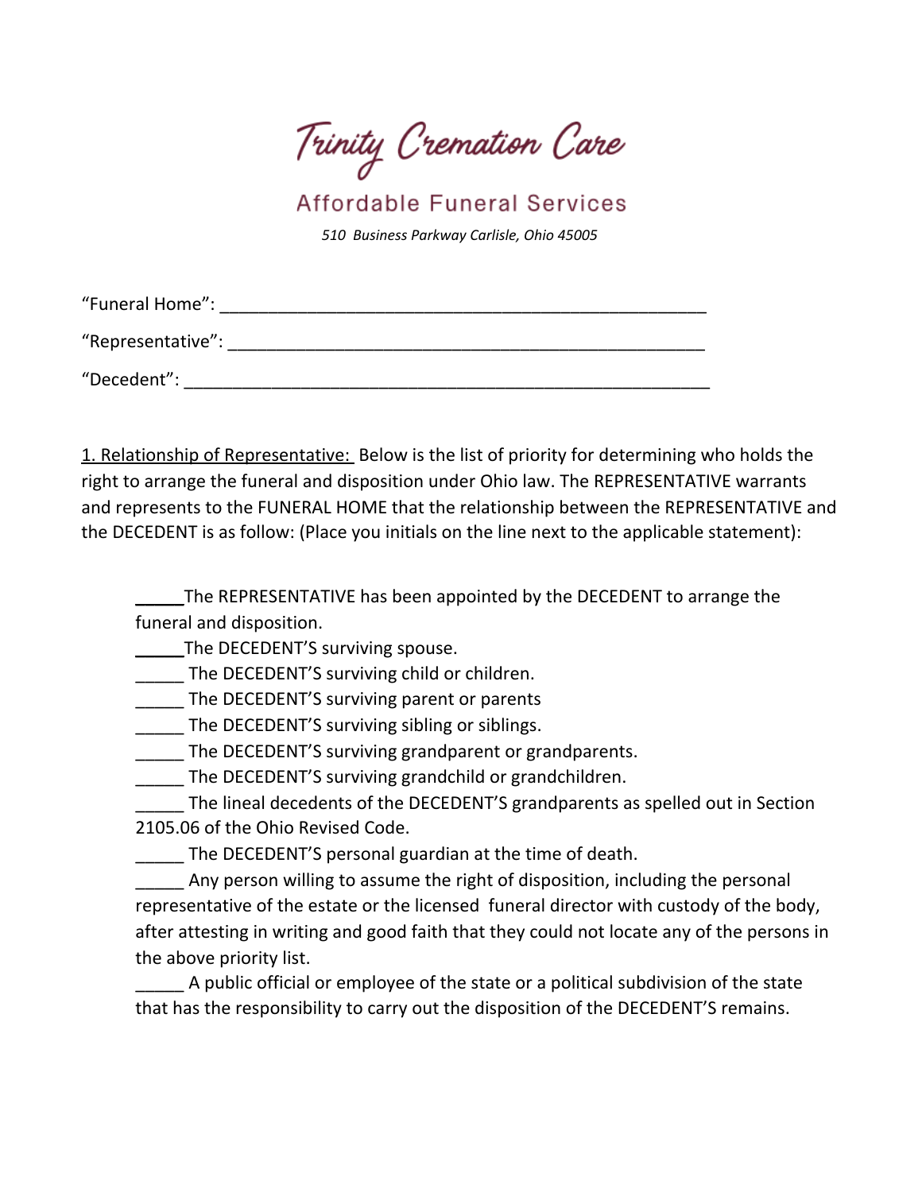# Trinity Cremation Care

## Affordable Funeral Services

*510 Business Parkway Carlisle, Ohio 45005*

"Funeral Home": ____________________________________________________

"Representative": __________________________________________________

"Decedent": _______________________________________________________

<u>1. Relationship of Representative:</u> Below is the list of priority for determining who holds the right to arrange the funeral and disposition under Ohio law. The REPRESENTATIVE warrants and represents to the FUNERAL HOME that the relationship between the REPRESENTATIVE and the DECEDENT is as follow: (Place you initials on the line next to the applicable statement):

_____The REPRESENTATIVE has been appointed by the DECEDENT to arrange the funeral and disposition.
_____The DECEDENT'S surviving spouse.
_____ The DECEDENT'S surviving child or children.
_____ The DECEDENT'S surviving parent or parents
_____ The DECEDENT'S surviving sibling or siblings.
_____ The DECEDENT'S surviving grandparent or grandparents.
_____ The DECEDENT'S surviving grandchild or grandchildren.
_____ The lineal decedents of the DECEDENT'S grandparents as spelled out in Section 2105.06 of the Ohio Revised Code.
_____ The DECEDENT'S personal guardian at the time of death.
_____ Any person willing to assume the right of disposition, including the personal representative of the estate or the licensed funeral director with custody of the body, after attesting in writing and good faith that they could not locate any of the persons in the above priority list.
_____ A public official or employee of the state or a political subdivision of the state that has the responsibility to carry out the disposition of the DECEDENT'S remains.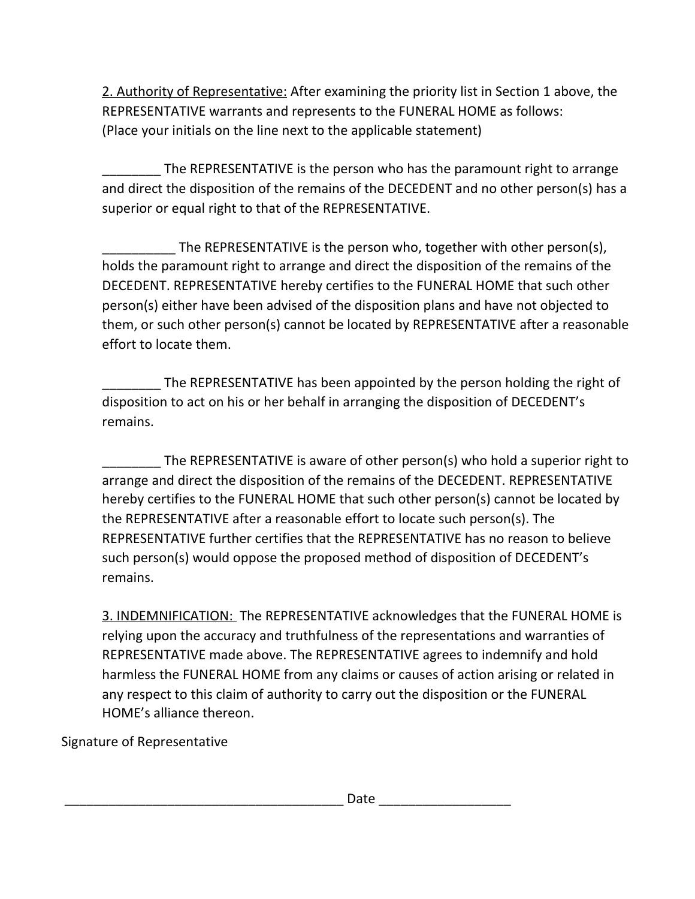2. Authority of Representative: After examining the priority list in Section 1 above, the REPRESENTATIVE warrants and represents to the FUNERAL HOME as follows:
(Place your initials on the line next to the applicable statement)

________ The REPRESENTATIVE is the person who has the paramount right to arrange and direct the disposition of the remains of the DECEDENT and no other person(s) has a superior or equal right to that of the REPRESENTATIVE.

__________ The REPRESENTATIVE is the person who, together with other person(s), holds the paramount right to arrange and direct the disposition of the remains of the DECEDENT. REPRESENTATIVE hereby certifies to the FUNERAL HOME that such other person(s) either have been advised of the disposition plans and have not objected to them, or such other person(s) cannot be located by REPRESENTATIVE after a reasonable effort to locate them.

________ The REPRESENTATIVE has been appointed by the person holding the right of disposition to act on his or her behalf in arranging the disposition of DECEDENT's remains.

________ The REPRESENTATIVE is aware of other person(s) who hold a superior right to arrange and direct the disposition of the remains of the DECEDENT. REPRESENTATIVE hereby certifies to the FUNERAL HOME that such other person(s) cannot be located by the REPRESENTATIVE after a reasonable effort to locate such person(s). The REPRESENTATIVE further certifies that the REPRESENTATIVE has no reason to believe such person(s) would oppose the proposed method of disposition of DECEDENT's remains.

3. INDEMNIFICATION: The REPRESENTATIVE acknowledges that the FUNERAL HOME is relying upon the accuracy and truthfulness of the representations and warranties of REPRESENTATIVE made above. The REPRESENTATIVE agrees to indemnify and hold harmless the FUNERAL HOME from any claims or causes of action arising or related in any respect to this claim of authority to carry out the disposition or the FUNERAL HOME's alliance thereon.

Signature of Representative

________________________________________ Date __________________